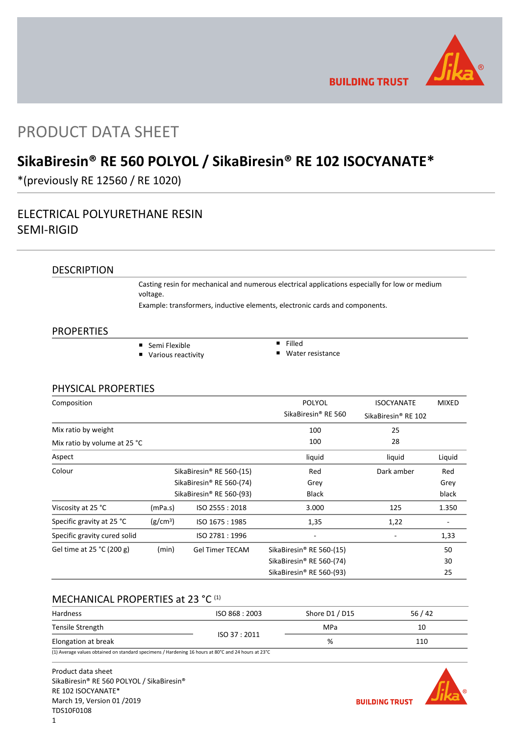# PRODUCT DATA SHEET

## SikaBiresin® RE 560 POLYOL / SikaBiresin® RE 102 ISOCYANATE*

*(previously RE 12560 / RE 1020)

## ELECTRICAL POLYURETHANE RESIN SEMI-RIGID

### DESCRIPTION

Casting resin for mechanical and numerous electrical applications especially for low or medium voltage.

Example: transformers, inductive elements, electronic cards and components.

### PROPERTIES

- Semi Flexible
- Various reactivity
- Filled
- Water resistance

### PHYSICAL PROPERTIES

| Composition | | | POLYOL SikaBiresin® RE 560 | ISOCYANATE SikaBiresin® RE 102 | MIXED |
|---|---|---|---|---|---|
| Mix ratio by weight | | | 100 | 25 | |
| Mix ratio by volume at 25 °C | | | 100 | 28 | |
| Aspect | | | liquid | liquid | Liquid |
| Colour | | SikaBiresin® RE 560-(15) | Red | Dark amber | Red |
| | | SikaBiresin® RE 560-(74) | Grey | | Grey |
| | | SikaBiresin® RE 560-(93) | Black | | black |
| Viscosity at 25 °C | (mPa.s) | ISO 2555 : 2018 | 3.000 | 125 | 1.350 |
| Specific gravity at 25 °C | (g/cm³) | ISO 1675 : 1985 | 1,35 | 1,22 | - |
| Specific gravity cured solid | | ISO 2781 : 1996 | - | - | 1,33 |
| Gel time at 25 °C (200 g) | (min) | Gel Timer TECAM | SikaBiresin® RE 560-(15) | | 50 |
| | | | SikaBiresin® RE 560-(74) | | 30 |
| | | | SikaBiresin® RE 560-(93) | | 25 |

### MECHANICAL PROPERTIES at 23 °C [1]

| | | | |
|---|---|---|---|
| Hardness | ISO 868 : 2003 | Shore D1 / D15 | 56 / 42 |
| Tensile Strength | ISO 37 : 2011 | MPa | 10 |
| Elongation at break | ISO 37 : 2011 | % | 110 |

(1) Average values obtained on standard specimens / Hardening 16 hours at 80°C and 24 hours at 23°C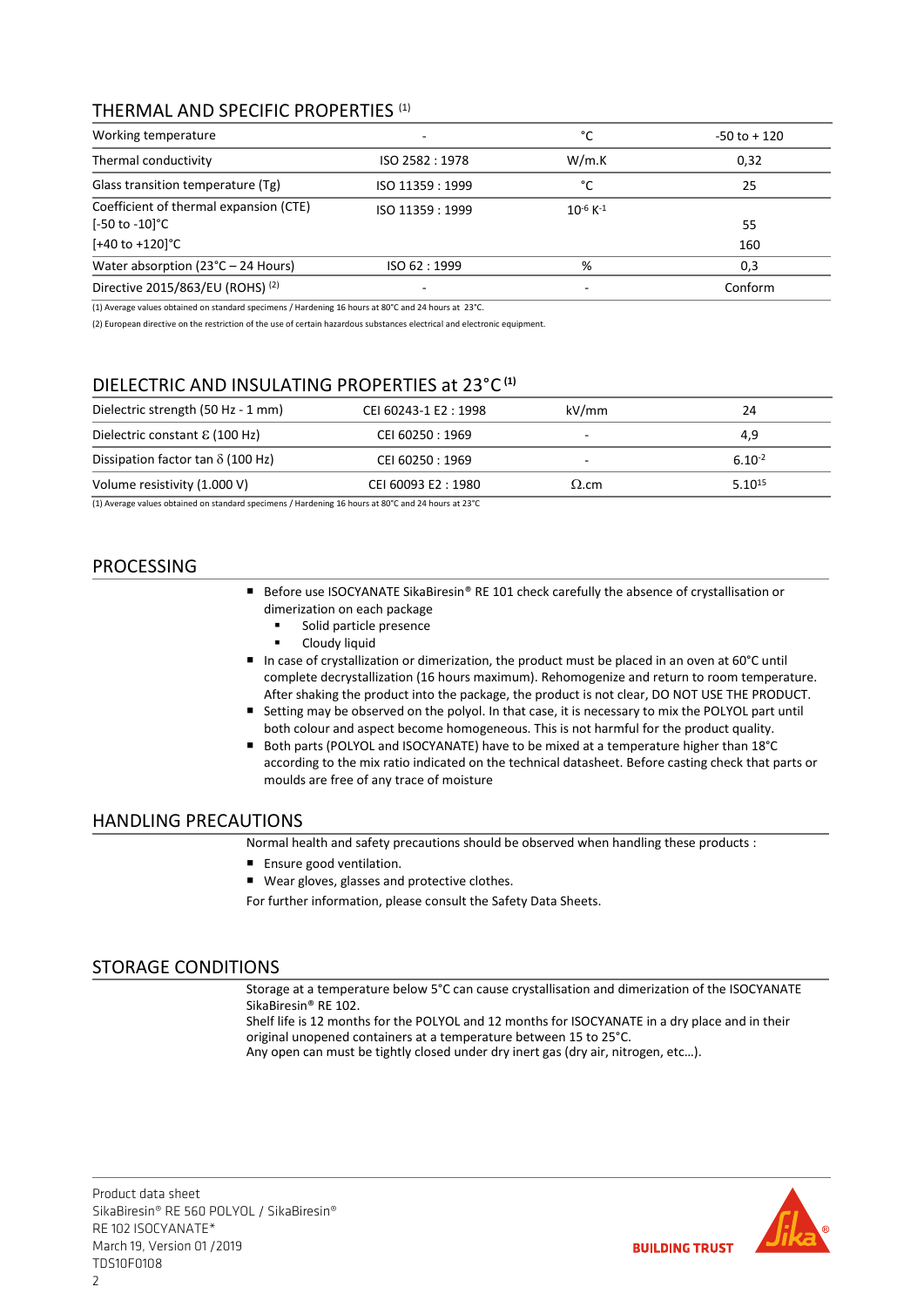## THERMAL AND SPECIFIC PROPERTIES [1]

| Working temperature | - | °C | -50 to + 120 |
|---|---|---|---|
| Thermal conductivity | ISO 2582 : 1978 | W/m.K | 0,32 |
| Glass transition temperature (Tg) | ISO 11359 : 1999 | °C | 25 |
| Coefficient of thermal expansion (CTE) | ISO 11359 : 1999 | $10^{-6}$ $K^{-1}$ | |
| [-50 to -10]°C | | | 55 |
| [+40 to +120]°C | | | 160 |
| Water absorption (23°C – 24 Hours) | ISO 62 : 1999 | % | 0,3 |
| Directive 2015/863/EU (ROHS) [2] | - | - | Conform |

(1) Average values obtained on standard specimens / Hardening 16 hours at 80°C and 24 hours at 23°C.

(2) European directive on the restriction of the use of certain hazardous substances electrical and electronic equipment.

## DIELECTRIC AND INSULATING PROPERTIES at 23°C [1]

| Dielectric strength (50 Hz - 1 mm) | CEI 60243-1 E2 : 1998 | kV/mm | 24 |
|---|---|---|---|
| Dielectric constant $\varepsilon$ (100 Hz) | CEI 60250 : 1969 | - | 4,9 |
| Dissipation factor tan $\delta$ (100 Hz) | CEI 60250 : 1969 | - | $6.10^{-2}$ |
| Volume resistivity (1.000 V) | CEI 60093 E2 : 1980 | $\Omega$.cm | $5.10^{15}$ |

(1) Average values obtained on standard specimens / Hardening 16 hours at 80°C and 24 hours at 23°C

## PROCESSING

- Before use ISOCYANATE SikaBiresin® RE 101 check carefully the absence of crystallisation or dimerization on each package
  - Solid particle presence
  - Cloudy liquid
- In case of crystallization or dimerization, the product must be placed in an oven at 60°C until complete decrystallization (16 hours maximum). Rehomogenize and return to room temperature. After shaking the product into the package, the product is not clear, DO NOT USE THE PRODUCT.
- Setting may be observed on the polyol. In that case, it is necessary to mix the POLYOL part until both colour and aspect become homogeneous. This is not harmful for the product quality.
- Both parts (POLYOL and ISOCYANATE) have to be mixed at a temperature higher than 18°C according to the mix ratio indicated on the technical datasheet. Before casting check that parts or moulds are free of any trace of moisture

## HANDLING PRECAUTIONS

Normal health and safety precautions should be observed when handling these products :

- Ensure good ventilation.
- Wear gloves, glasses and protective clothes.

For further information, please consult the Safety Data Sheets.

## STORAGE CONDITIONS

Storage at a temperature below 5°C can cause crystallisation and dimerization of the ISOCYANATE SikaBiresin® RE 102.
Shelf life is 12 months for the POLYOL and 12 months for ISOCYANATE in a dry place and in their original unopened containers at a temperature between 15 to 25°C.
Any open can must be tightly closed under dry inert gas (dry air, nitrogen, etc…).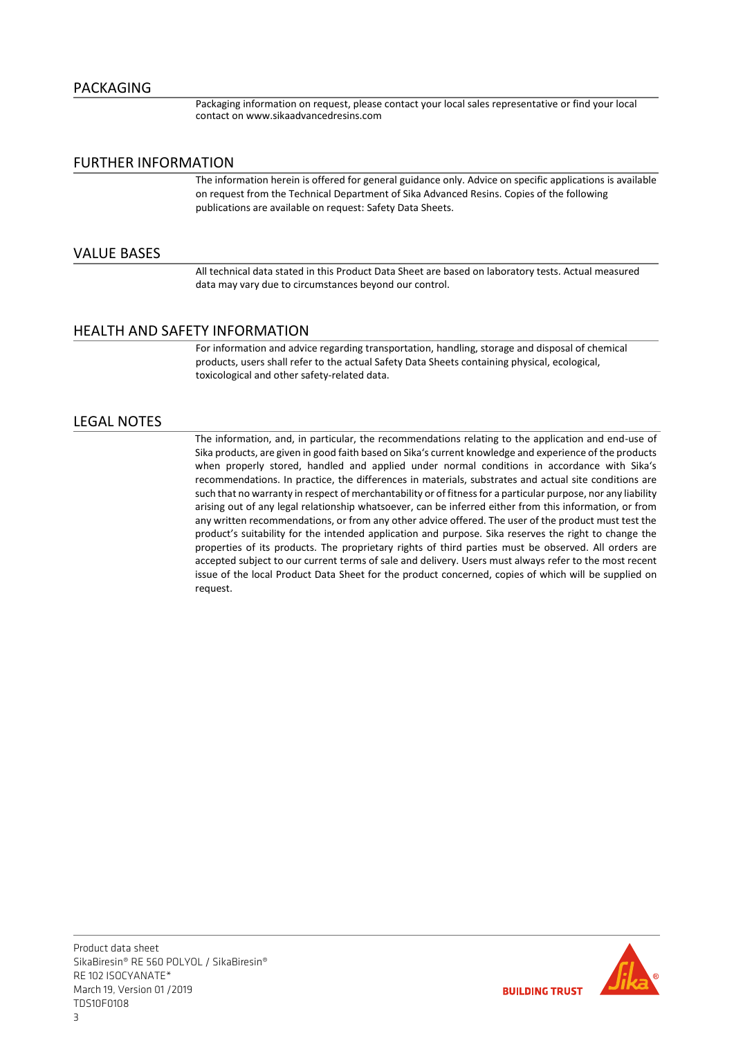## PACKAGING

Packaging information on request, please contact your local sales representative or find your local contact on www.sikaadvancedresins.com

## FURTHER INFORMATION

The information herein is offered for general guidance only. Advice on specific applications is available on request from the Technical Department of Sika Advanced Resins. Copies of the following publications are available on request: Safety Data Sheets.

## VALUE BASES

All technical data stated in this Product Data Sheet are based on laboratory tests. Actual measured data may vary due to circumstances beyond our control.

## HEALTH AND SAFETY INFORMATION

For information and advice regarding transportation, handling, storage and disposal of chemical products, users shall refer to the actual Safety Data Sheets containing physical, ecological, toxicological and other safety-related data.

## LEGAL NOTES

The information, and, in particular, the recommendations relating to the application and end-use of Sika products, are given in good faith based on Sika's current knowledge and experience of the products when properly stored, handled and applied under normal conditions in accordance with Sika's recommendations. In practice, the differences in materials, substrates and actual site conditions are such that no warranty in respect of merchantability or of fitness for a particular purpose, nor any liability arising out of any legal relationship whatsoever, can be inferred either from this information, or from any written recommendations, or from any other advice offered. The user of the product must test the product's suitability for the intended application and purpose. Sika reserves the right to change the properties of its products. The proprietary rights of third parties must be observed. All orders are accepted subject to our current terms of sale and delivery. Users must always refer to the most recent issue of the local Product Data Sheet for the product concerned, copies of which will be supplied on request.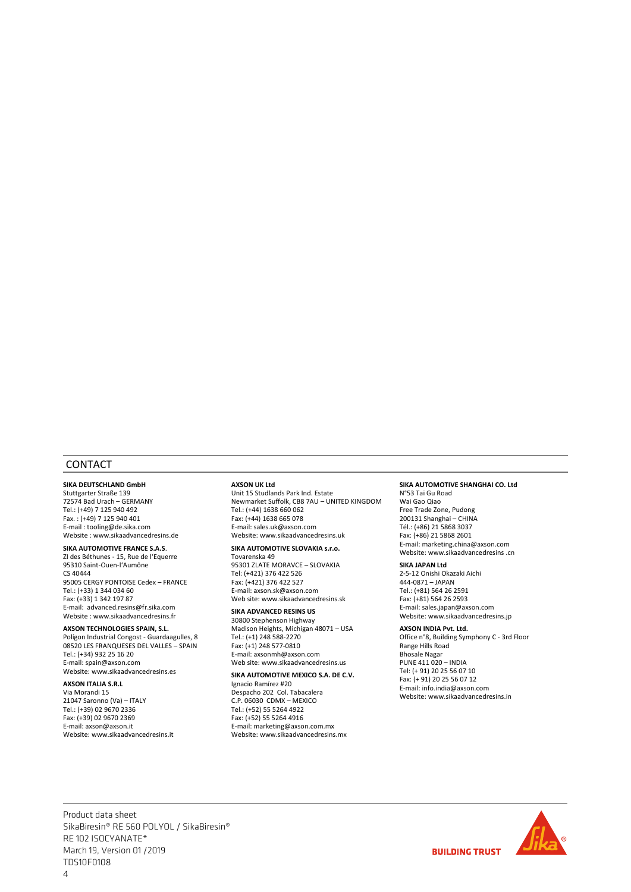## CONTACT

**SIKA DEUTSCHLAND GmbH**
Stuttgarter Straße 139
72574 Bad Urach – GERMANY
Tel.: (+49) 7 125 940 492
Fax. : (+49) 7 125 940 401
E-mail : tooling@de.sika.com
Website : www.sikaadvancedresins.de

**SIKA AUTOMOTIVE FRANCE S.A.S.**
ZI des Béthunes - 15, Rue de l'Equerre
95310 Saint-Ouen-l'Aumône
CS 40444
95005 CERGY PONTOISE Cedex – FRANCE
Tel.: (+33) 1 344 034 60
Fax: (+33) 1 342 197 87
E-mail: advanced.resins@fr.sika.com
Website : www.sikaadvancedresins.fr

**AXSON TECHNOLOGIES SPAIN, S.L.**
Polígon Industrial Congost - Guardaagulles, 8
08520 LES FRANQUESES DEL VALLES – SPAIN
Tel.: (+34) 932 25 16 20
E-mail: spain@axson.com
Website: www.sikaadvancedresins.es

**AXSON ITALIA S.R.L**
Via Morandi 15
21047 Saronno (Va) – ITALY
Tel.: (+39) 02 9670 2336
Fax: (+39) 02 9670 2369
E-mail: axson@axson.it
Website: www.sikaadvancedresins.it

**AXSON UK Ltd**
Unit 15 Studlands Park Ind. Estate
Newmarket Suffolk, CB8 7AU – UNITED KINGDOM
Tel.: (+44) 1638 660 062
Fax: (+44) 1638 665 078
E-mail: sales.uk@axson.com
Website: www.sikaadvancedresins.uk

**SIKA AUTOMOTIVE SLOVAKIA s.r.o.**
Tovarenska 49
95301 ZLATE MORAVCE – SLOVAKIA
Tel: (+421) 376 422 526
Fax: (+421) 376 422 527
E-mail: axson.sk@axson.com
Web site: www.sikaadvancedresins.sk

**SIKA ADVANCED RESINS US**
30800 Stephenson Highway
Madison Heights, Michigan 48071 – USA
Tel.: (+1) 248 588-2270
Fax: (+1) 248 577-0810
E-mail: axsonmh@axson.com
Web site: www.sikaadvancedresins.us

**SIKA AUTOMOTIVE MEXICO S.A. DE C.V.**
Ignacio Ramírez #20
Despacho 202 Col. Tabacalera
C.P. 06030 CDMX – MEXICO
Tel.: (+52) 55 5264 4922
Fax: (+52) 55 5264 4916
E-mail: marketing@axson.com.mx
Website: www.sikaadvancedresins.mx

**SIKA AUTOMOTIVE SHANGHAI CO. Ltd**
N°53 Tai Gu Road
Wai Gao Qiao
Free Trade Zone, Pudong
200131 Shanghai – CHINA
Tél.: (+86) 21 5868 3037
Fax: (+86) 21 5868 2601
E-mail: marketing.china@axson.com
Website: www.sikaadvancedresins .cn

**SIKA JAPAN Ltd**
2-5-12 Onishi Okazaki Aichi
444-0871 – JAPAN
Tel.: (+81) 564 26 2591
Fax: (+81) 564 26 2593
E-mail: sales.japan@axson.com
Website: www.sikaadvancedresins.jp

**AXSON INDIA Pvt. Ltd.**
Office n°8, Building Symphony C - 3rd Floor
Range Hills Road
Bhosale Nagar
PUNE 411 020 – INDIA
Tel: (+ 91) 20 25 56 07 10
Fax: (+ 91) 20 25 56 07 12
E-mail: info.india@axson.com
Website: www.sikaadvancedresins.in